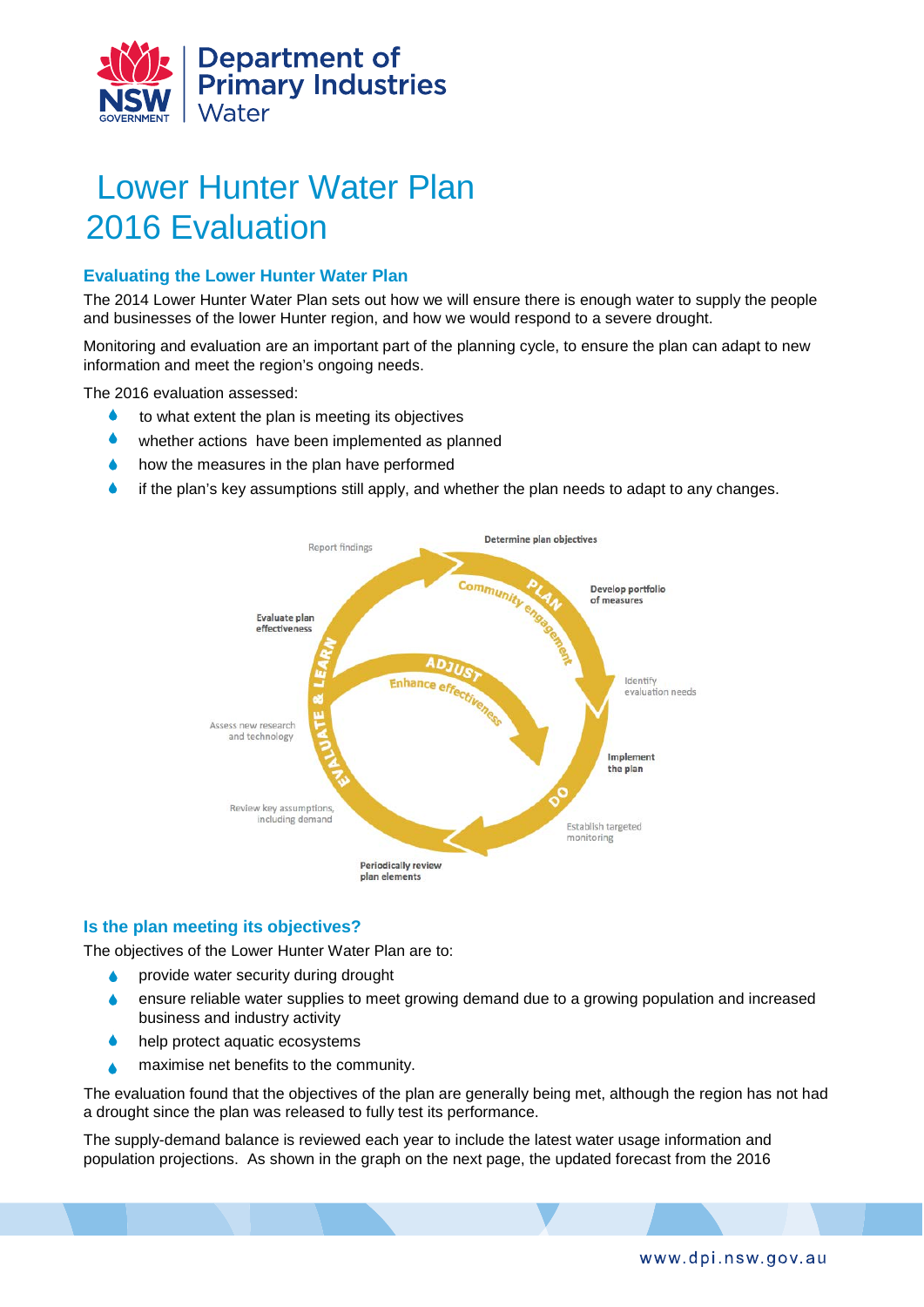# Lower Hunter Water Plan 2016 Evaluation

## Evaluating the Lower Hunter Water Plan

The 2014 Lower Hunter Water Plan sets out how we will ensure there is enough water to supply the people and businesses of the lower Hunter region, and how we would respond to a severe drought.

Monitoring and evaluation are an important part of the planning cycle, to ensure the plan can adapt to new information and meet the region's ongoing needs.

The 2016 evaluation assessed:

- to what extent the plan is meeting its objectives
- whether actions have been implemented as planned
- how the measures in the plan have performed
- if the plan's key assumptions still apply, and whether the plan needs to adapt to any changes.

## Is the plan meeting its objectives?

The objectives of the Lower Hunter Water Plan are to:

- provide water security during drought
- ensure reliable water supplies to meet growing demand due to a growing population and increased business and industry activity
- help protect aquatic ecosystems
- maximise net benefits to the community.

The evaluation found that the objectives of the plan are generally being met, although the region has not had a drought since the plan was released to fully test its performance.

The supply-demand balance is reviewed each year to include the latest water usage information and population projections. As shown in the graph on the next page, the updated forecast from the 2016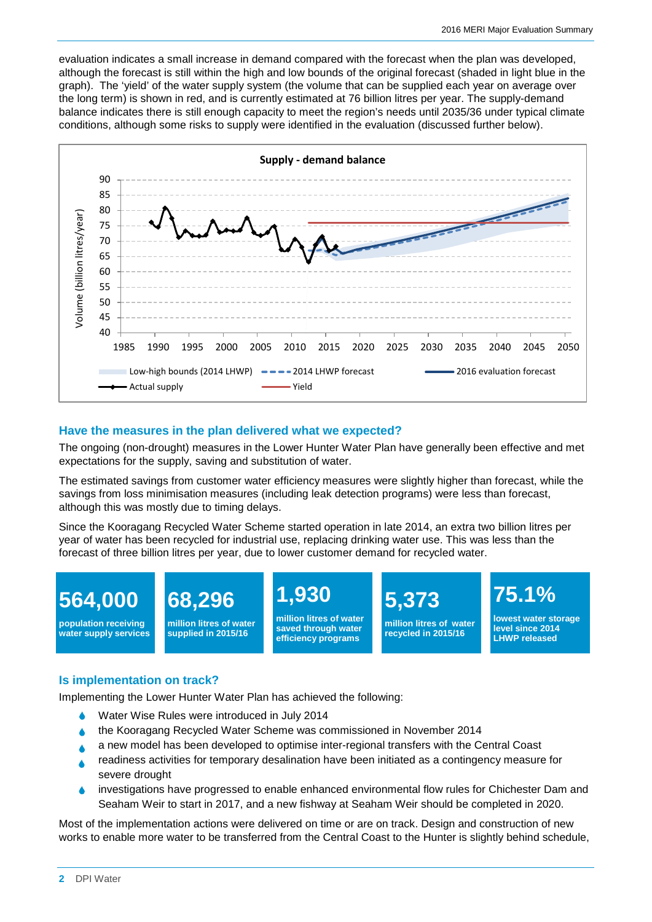evaluation indicates a small increase in demand compared with the forecast when the plan was developed, although the forecast is still within the high and low bounds of the original forecast (shaded in light blue in the graph). The 'yield' of the water supply system (the volume that can be supplied each year on average over the long term) is shown in red, and is currently estimated at 76 billion litres per year. The supply-demand balance indicates there is still enough capacity to meet the region's needs until 2035/36 under typical climate conditions, although some risks to supply were identified in the evaluation (discussed further below).

## Have the measures in the plan delivered what we expected?

The ongoing (non-drought) measures in the Lower Hunter Water Plan have generally been effective and met expectations for the supply, saving and substitution of water.

The estimated savings from customer water efficiency measures were slightly higher than forecast, while the savings from loss minimisation measures (including leak detection programs) were less than forecast, although this was mostly due to timing delays.

Since the Kooragang Recycled Water Scheme started operation in late 2014, an extra two billion litres per year of water has been recycled for industrial use, replacing drinking water use. This was less than the forecast of three billion litres per year, due to lower customer demand for recycled water.

**564,000** population receiving water supply services

**68,296** million litres of water supplied in 2015/16

**1,930** million litres of water saved through water efficiency programs

**5,373** million litres of water recycled in 2015/16

**75.1%** lowest water storage level since 2014 LHWP released

## Is implementation on track?

Implementing the Lower Hunter Water Plan has achieved the following:

- Water Wise Rules were introduced in July 2014
- the Kooragang Recycled Water Scheme was commissioned in November 2014
- a new model has been developed to optimise inter-regional transfers with the Central Coast
- readiness activities for temporary desalination have been initiated as a contingency measure for severe drought
- investigations have progressed to enable enhanced environmental flow rules for Chichester Dam and Seaham Weir to start in 2017, and a new fishway at Seaham Weir should be completed in 2020.

Most of the implementation actions were delivered on time or are on track. Design and construction of new works to enable more water to be transferred from the Central Coast to the Hunter is slightly behind schedule,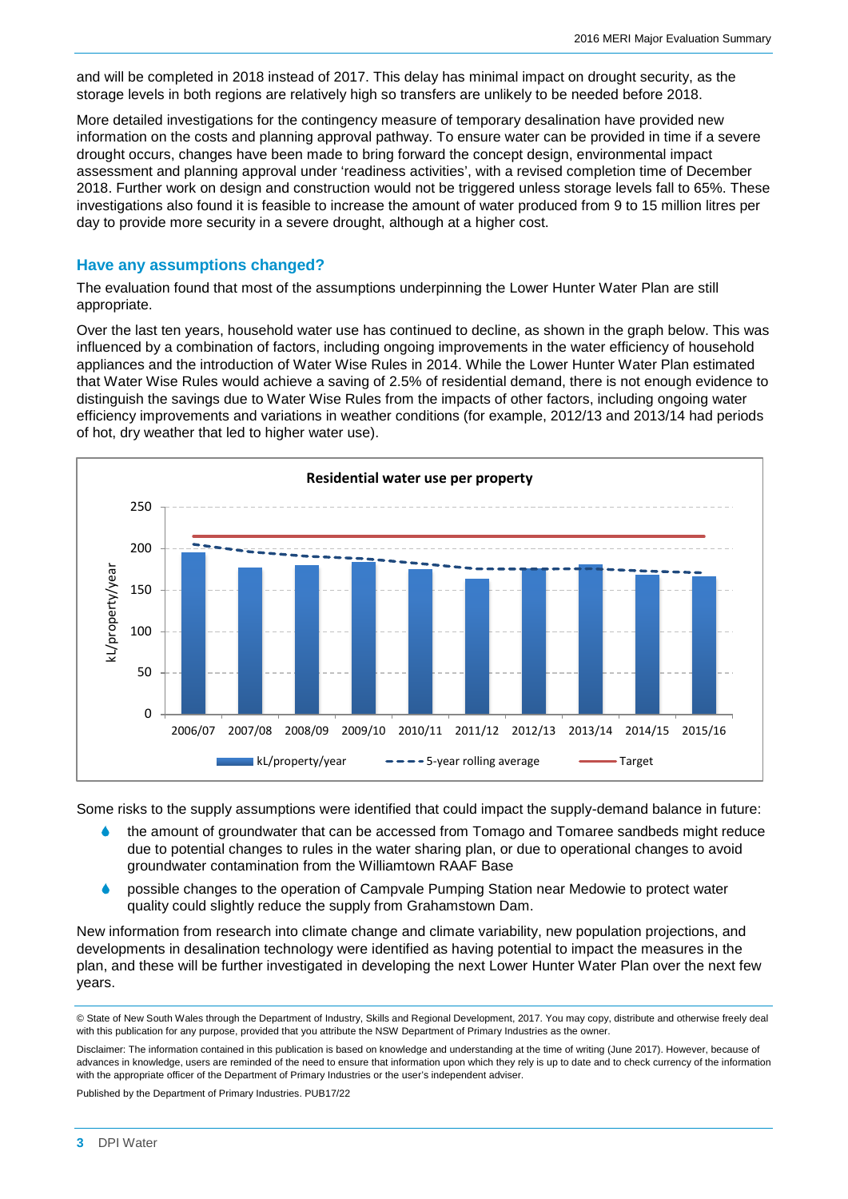and will be completed in 2018 instead of 2017. This delay has minimal impact on drought security, as the storage levels in both regions are relatively high so transfers are unlikely to be needed before 2018.

More detailed investigations for the contingency measure of temporary desalination have provided new information on the costs and planning approval pathway. To ensure water can be provided in time if a severe drought occurs, changes have been made to bring forward the concept design, environmental impact assessment and planning approval under 'readiness activities', with a revised completion time of December 2018. Further work on design and construction would not be triggered unless storage levels fall to 65%. These investigations also found it is feasible to increase the amount of water produced from 9 to 15 million litres per day to provide more security in a severe drought, although at a higher cost.

### Have any assumptions changed?

The evaluation found that most of the assumptions underpinning the Lower Hunter Water Plan are still appropriate.

Over the last ten years, household water use has continued to decline, as shown in the graph below. This was influenced by a combination of factors, including ongoing improvements in the water efficiency of household appliances and the introduction of Water Wise Rules in 2014. While the Lower Hunter Water Plan estimated that Water Wise Rules would achieve a saving of 2.5% of residential demand, there is not enough evidence to distinguish the savings due to Water Wise Rules from the impacts of other factors, including ongoing water efficiency improvements and variations in weather conditions (for example, 2012/13 and 2013/14 had periods of hot, dry weather that led to higher water use).

Residential water use per property

kL/property/year

250
200
150
100
50
0

2006/07 2007/08 2008/09 2009/10 2010/11 2011/12 2012/13 2013/14 2014/15 2015/16

kL/property/year
5-year rolling average
Target

Some risks to the supply assumptions were identified that could impact the supply-demand balance in future:

- the amount of groundwater that can be accessed from Tomago and Tomaree sandbeds might reduce due to potential changes to rules in the water sharing plan, or due to operational changes to avoid groundwater contamination from the Williamtown RAAF Base
- possible changes to the operation of Campvale Pumping Station near Medowie to protect water quality could slightly reduce the supply from Grahamstown Dam.

New information from research into climate change and climate variability, new population projections, and developments in desalination technology were identified as having potential to impact the measures in the plan, and these will be further investigated in developing the next Lower Hunter Water Plan over the next few years.

© State of New South Wales through the Department of Industry, Skills and Regional Development, 2017. You may copy, distribute and otherwise freely deal with this publication for any purpose, provided that you attribute the NSW Department of Primary Industries as the owner.

Disclaimer: The information contained in this publication is based on knowledge and understanding at the time of writing (June 2017). However, because of advances in knowledge, users are reminded of the need to ensure that information upon which they rely is up to date and to check currency of the information with the appropriate officer of the Department of Primary Industries or the user's independent adviser.

Published by the Department of Primary Industries. PUB17/22